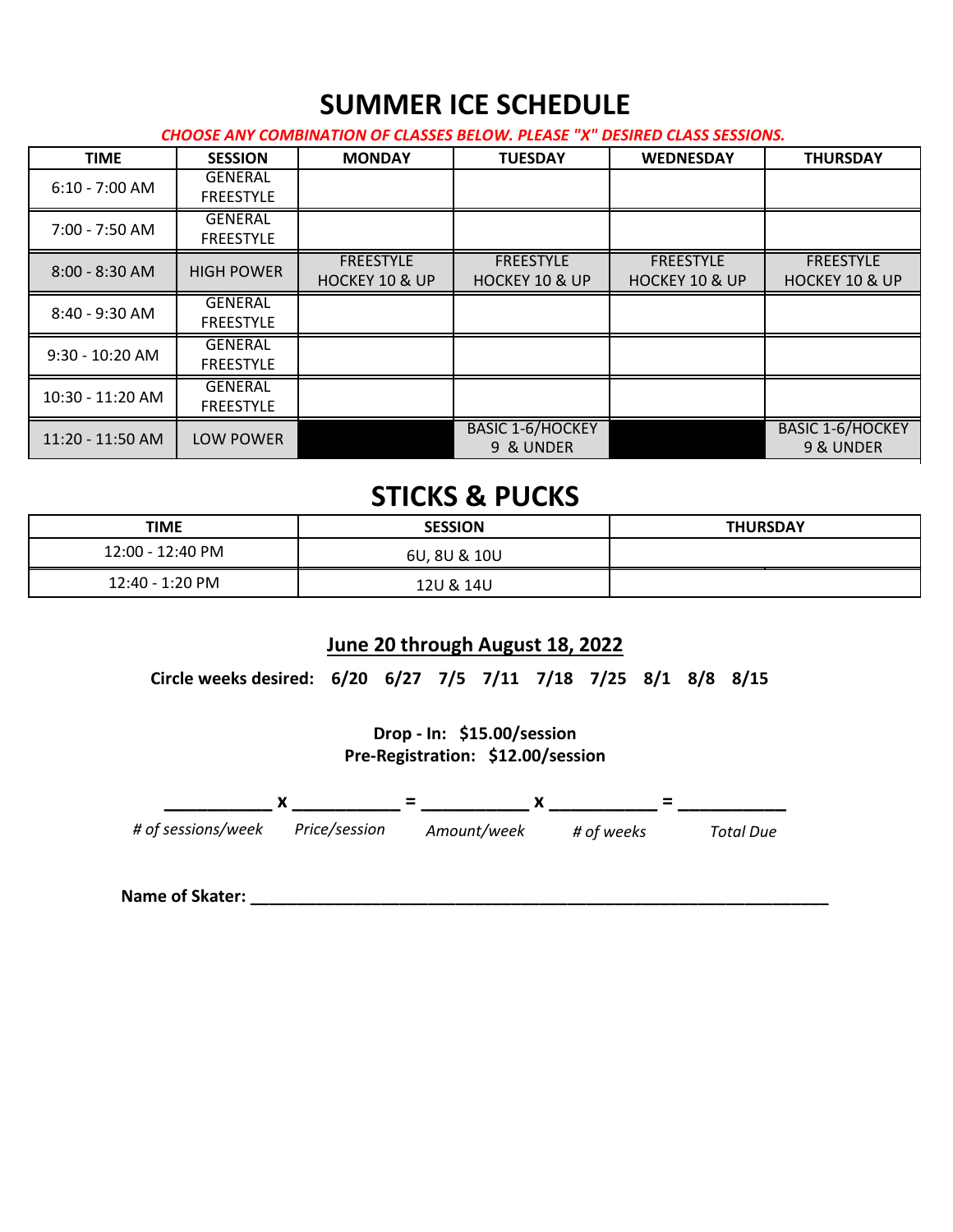# SUMMER ICE SCHEDULE

*CHOOSE ANY COMBINATION OF CLASSES BELOW. PLEASE "X" DESIRED CLASS SESSIONS.*

| TIME | SESSION | MONDAY | TUESDAY | WEDNESDAY | THURSDAY |
|---|---|---|---|---|---|
| 6:10 - 7:00 AM | GENERAL FREESTYLE | | | | |
| 7:00 - 7:50 AM | GENERAL FREESTYLE | | | | |
| 8:00 - 8:30 AM | HIGH POWER | FREESTYLE HOCKEY 10 & UP | FREESTYLE HOCKEY 10 & UP | FREESTYLE HOCKEY 10 & UP | FREESTYLE HOCKEY 10 & UP |
| 8:40 - 9:30 AM | GENERAL FREESTYLE | | | | |
| 9:30 - 10:20 AM | GENERAL FREESTYLE | | | | |
| 10:30 - 11:20 AM | GENERAL FREESTYLE | | | | |
| 11:20 - 11:50 AM | LOW POWER | | BASIC 1-6/HOCKEY 9 & UNDER | | BASIC 1-6/HOCKEY 9 & UNDER |

# STICKS & PUCKS

| TIME | SESSION | THURSDAY |
|---|---|---|
| 12:00 - 12:40 PM | 6U, 8U & 10U | |
| 12:40 - 1:20 PM | 12U & 14U | |

## June 20 through August 18, 2022

**Circle weeks desired: 6/20 6/27 7/5 7/11 7/18 7/25 8/1 8/8 8/15**

**Drop - In: $15.00/session**
**Pre-Registration: $12.00/session**

\_\_\_\_\_\_\_\_\_\_\_ **x** \_\_\_\_\_\_\_\_\_\_\_ **=** \_\_\_\_\_\_\_\_\_\_\_ **x** \_\_\_\_\_\_\_\_\_\_\_ **=** \_\_\_\_\_\_\_\_\_\_\_

*# of sessions/week* *Price/session* *Amount/week* *# of weeks* *Total Due*

**Name of Skater:** \_\_\_\_\_\_\_\_\_\_\_\_\_\_\_\_\_\_\_\_\_\_\_\_\_\_\_\_\_\_\_\_\_\_\_\_\_\_\_\_\_\_\_\_\_\_\_\_\_\_\_\_\_\_\_\_\_\_\_\_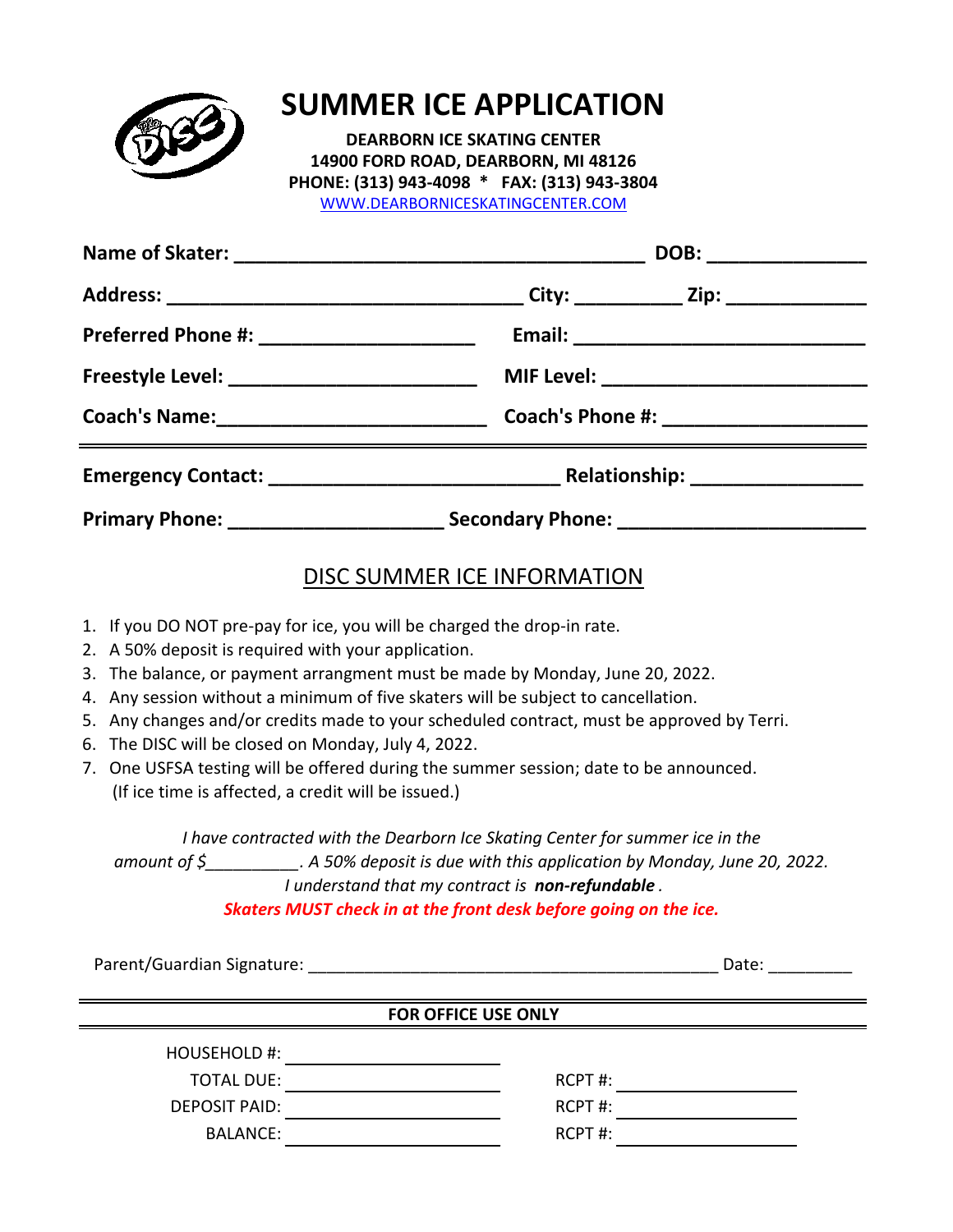# SUMMER ICE APPLICATION

**DEARBORN ICE SKATING CENTER**
**14900 FORD ROAD, DEARBORN, MI 48126**
**PHONE: (313) 943-4098 * FAX: (313) 943-3804**
WWW.DEARBORNICESKATINGCENTER.COM

**Name of Skater:** ______________________________________ **DOB:** _______________

**Address:** _________________________________ **City:** __________ **Zip:** _____________

**Preferred Phone #:** ____________________ **Email:** ___________________________

**Freestyle Level:** _______________________ **MIF Level:** ________________________

**Coach's Name:**_________________________ **Coach's Phone #:** ___________________

**Emergency Contact:** ___________________________ **Relationship:** ________________

**Primary Phone:** ____________________ **Secondary Phone:** _______________________

## DISC SUMMER ICE INFORMATION

1. If you DO NOT pre-pay for ice, you will be charged the drop-in rate.
2. A 50% deposit is required with your application.
3. The balance, or payment arrangment must be made by Monday, June 20, 2022.
4. Any session without a minimum of five skaters will be subject to cancellation.
5. Any changes and/or credits made to your scheduled contract, must be approved by Terri.
6. The DISC will be closed on Monday, July 4, 2022.
7. One USFSA testing will be offered during the summer session; date to be announced. (If ice time is affected, a credit will be issued.)

*I have contracted with the Dearborn Ice Skating Center for summer ice in the amount of $__________. A 50% deposit is due with this application by Monday, June 20, 2022. I understand that my contract is **non-refundable**.*

***Skaters MUST check in at the front desk before going on the ice.***

Parent/Guardian Signature: _____________________________________________ Date: _________

**FOR OFFICE USE ONLY**

| | | | |
|---|---|---|---|
| HOUSEHOLD #: | | | |
| TOTAL DUE: | | RCPT #: | |
| DEPOSIT PAID: | | RCPT #: | |
| BALANCE: | | RCPT #: | |